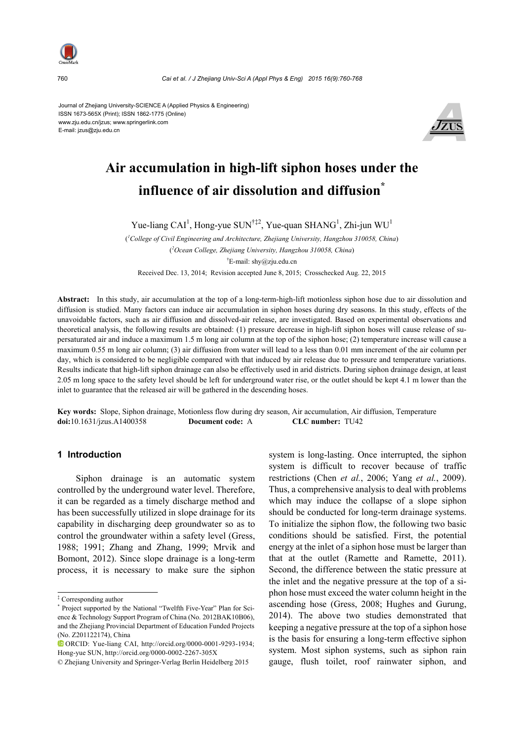Journal of Zhejiang University-SCIENCE A (Applied Physics & Engineering)
ISSN 1673-565X (Print); ISSN 1862-1775 (Online)
www.zju.edu.cn/jzus; www.springerlink.com
E-mail: jzus@zju.edu.cn

# Air accumulation in high-lift siphon hoses under the influence of air dissolution and diffusion*

Yue-liang CAI[1], Hong-yue SUN[†‡2], Yue-quan SHANG[1], Zhi-jun WU[1]

([1]College of Civil Engineering and Architecture, Zhejiang University, Hangzhou 310058, China)

([2]Ocean College, Zhejiang University, Hangzhou 310058, China)

[†]E-mail: shy@zju.edu.cn

Received Dec. 13, 2014; Revision accepted June 8, 2015; Crosschecked Aug. 22, 2015

**Abstract:** In this study, air accumulation at the top of a long-term-high-lift motionless siphon hose due to air dissolution and diffusion is studied. Many factors can induce air accumulation in siphon hoses during dry seasons. In this study, effects of the unavoidable factors, such as air diffusion and dissolved-air release, are investigated. Based on experimental observations and theoretical analysis, the following results are obtained: (1) pressure decrease in high-lift siphon hoses will cause release of supersaturated air and induce a maximum 1.5 m long air column at the top of the siphon hose; (2) temperature increase will cause a maximum 0.55 m long air column; (3) air diffusion from water will lead to a less than 0.01 mm increment of the air column per day, which is considered to be negligible compared with that induced by air release due to pressure and temperature variations. Results indicate that high-lift siphon drainage can also be effectively used in arid districts. During siphon drainage design, at least 2.05 m long space to the safety level should be left for underground water rise, or the outlet should be kept 4.1 m lower than the inlet to guarantee that the released air will be gathered in the descending hoses.

**Key words:** Slope, Siphon drainage, Motionless flow during dry season, Air accumulation, Air diffusion, Temperature
**doi:**10.1631/jzus.A1400358 **Document code:** A **CLC number:** TU42

## 1 Introduction

Siphon drainage is an automatic system controlled by the underground water level. Therefore, it can be regarded as a timely discharge method and has been successfully utilized in slope drainage for its capability in discharging deep groundwater so as to control the groundwater within a safety level (Gress, 1988; 1991; Zhang and Zhang, 1999; Mrvik and Bomont, 2012). Since slope drainage is a long-term process, it is necessary to make sure the siphon system is long-lasting. Once interrupted, the siphon system is difficult to recover because of traffic restrictions (Chen *et al.*, 2006; Yang *et al.*, 2009). Thus, a comprehensive analysis to deal with problems which may induce the collapse of a slope siphon should be conducted for long-term drainage systems. To initialize the siphon flow, the following two basic conditions should be satisfied. First, the potential energy at the inlet of a siphon hose must be larger than that at the outlet (Ramette and Ramette, 2011). Second, the difference between the static pressure at the inlet and the negative pressure at the top of a siphon hose must exceed the water column height in the ascending hose (Gress, 2008; Hughes and Gurung, 2014). The above two studies demonstrated that keeping a negative pressure at the top of a siphon hose is the basis for ensuring a long-term effective siphon system. Most siphon systems, such as siphon rain gauge, flush toilet, roof rainwater siphon, and

---

‡ Corresponding author

\* Project supported by the National "Twelfth Five-Year" Plan for Science & Technology Support Program of China (No. 2012BAK10B06), and the Zhejiang Provincial Department of Education Funded Projects (No. Z201122174), China

ORCID: Yue-liang CAI, http://orcid.org/0000-0001-9293-1934; Hong-yue SUN, http://orcid.org/0000-0002-2267-305X

© Zhejiang University and Springer-Verlag Berlin Heidelberg 2015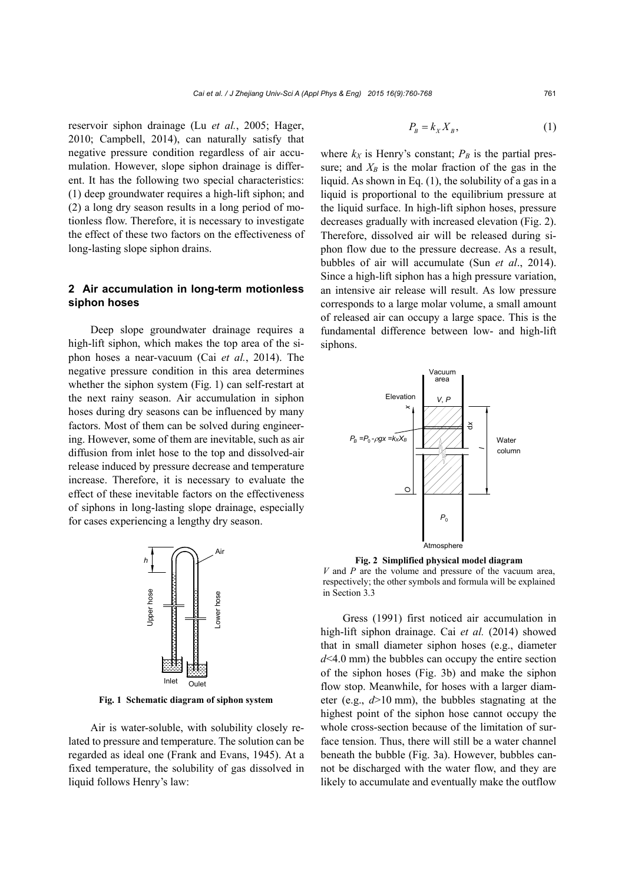reservoir siphon drainage (Lu *et al.*, 2005; Hager, 2010; Campbell, 2014), can naturally satisfy that negative pressure condition regardless of air accumulation. However, slope siphon drainage is different. It has the following two special characteristics: (1) deep groundwater requires a high-lift siphon; and (2) a long dry season results in a long period of motionless flow. Therefore, it is necessary to investigate the effect of these two factors on the effectiveness of long-lasting slope siphon drains.

## 2 Air accumulation in long-term motionless siphon hoses

Deep slope groundwater drainage requires a high-lift siphon, which makes the top area of the siphon hoses a near-vacuum (Cai *et al.*, 2014). The negative pressure condition in this area determines whether the siphon system (Fig. 1) can self-restart at the next rainy season. Air accumulation in siphon hoses during dry seasons can be influenced by many factors. Most of them can be solved during engineering. However, some of them are inevitable, such as air diffusion from inlet hose to the top and dissolved-air release induced by pressure decrease and temperature increase. Therefore, it is necessary to evaluate the effect of these inevitable factors on the effectiveness of siphons in long-lasting slope drainage, especially for cases experiencing a lengthy dry season.

**Fig. 1 Schematic diagram of siphon system**

Air is water-soluble, with solubility closely related to pressure and temperature. The solution can be regarded as ideal one (Frank and Evans, 1945). At a fixed temperature, the solubility of gas dissolved in liquid follows Henry's law:

$$P_B = k_X X_B, \tag{1}$$

where $k_X$ is Henry's constant; $P_B$ is the partial pressure; and $X_B$ is the molar fraction of the gas in the liquid. As shown in Eq. (1), the solubility of a gas in a liquid is proportional to the equilibrium pressure at the liquid surface. In high-lift siphon hoses, pressure decreases gradually with increased elevation (Fig. 2). Therefore, dissolved air will be released during siphon flow due to the pressure decrease. As a result, bubbles of air will accumulate (Sun *et al*., 2014). Since a high-lift siphon has a high pressure variation, an intensive air release will result. As low pressure corresponds to a large molar volume, a small amount of released air can occupy a large space. This is the fundamental difference between low- and high-lift siphons.

**Fig. 2 Simplified physical model diagram**
$V$ and $P$ are the volume and pressure of the vacuum area, respectively; the other symbols and formula will be explained in Section 3.3

Gress (1991) first noticed air accumulation in high-lift siphon drainage. Cai *et al.* (2014) showed that in small diameter siphon hoses (e.g., diameter $d$<4.0 mm) the bubbles can occupy the entire section of the siphon hoses (Fig. 3b) and make the siphon flow stop. Meanwhile, for hoses with a larger diameter (e.g., $d$>10 mm), the bubbles stagnating at the highest point of the siphon hose cannot occupy the whole cross-section because of the limitation of surface tension. Thus, there will still be a water channel beneath the bubble (Fig. 3a). However, bubbles cannot be discharged with the water flow, and they are likely to accumulate and eventually make the outflow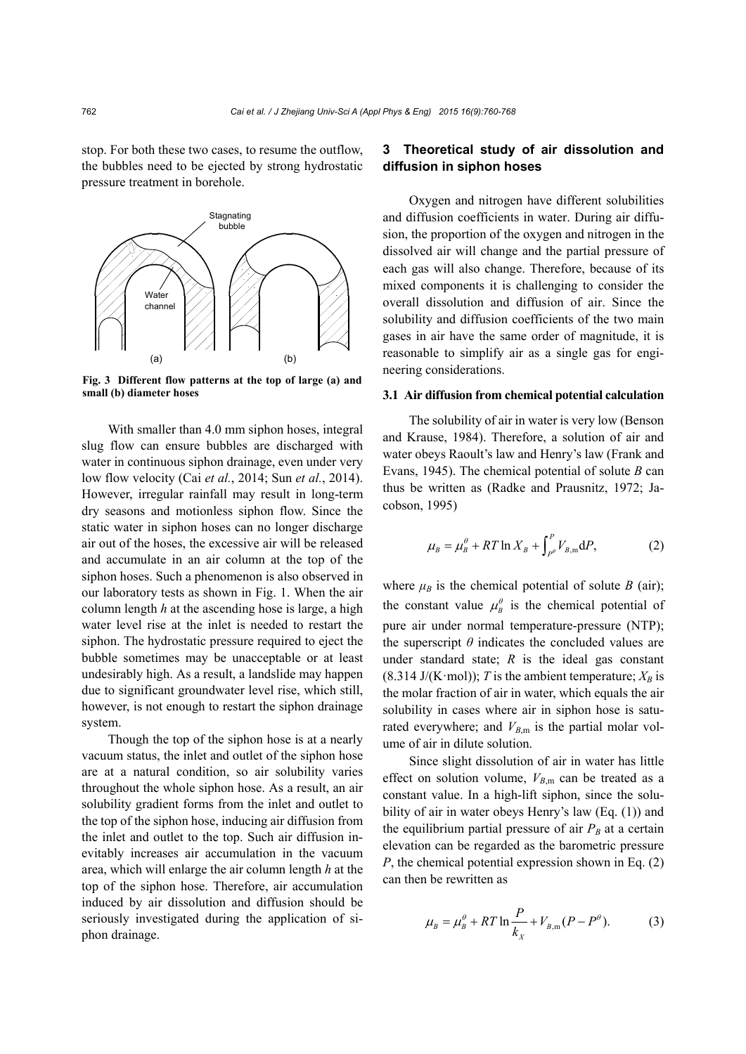stop. For both these two cases, to resume the outflow, the bubbles need to be ejected by strong hydrostatic pressure treatment in borehole.

**Fig. 3 Different flow patterns at the top of large (a) and small (b) diameter hoses**

With smaller than 4.0 mm siphon hoses, integral slug flow can ensure bubbles are discharged with water in continuous siphon drainage, even under very low flow velocity (Cai *et al.*, 2014; Sun *et al.*, 2014). However, irregular rainfall may result in long-term dry seasons and motionless siphon flow. Since the static water in siphon hoses can no longer discharge air out of the hoses, the excessive air will be released and accumulate in an air column at the top of the siphon hoses. Such a phenomenon is also observed in our laboratory tests as shown in Fig. 1. When the air column length $h$ at the ascending hose is large, a high water level rise at the inlet is needed to restart the siphon. The hydrostatic pressure required to eject the bubble sometimes may be unacceptable or at least undesirably high. As a result, a landslide may happen due to significant groundwater level rise, which still, however, is not enough to restart the siphon drainage system.

Though the top of the siphon hose is at a nearly vacuum status, the inlet and outlet of the siphon hose are at a natural condition, so air solubility varies throughout the whole siphon hose. As a result, an air solubility gradient forms from the inlet and outlet to the top of the siphon hose, inducing air diffusion from the inlet and outlet to the top. Such air diffusion inevitably increases air accumulation in the vacuum area, which will enlarge the air column length $h$ at the top of the siphon hose. Therefore, air accumulation induced by air dissolution and diffusion should be seriously investigated during the application of siphon drainage.

## 3 Theoretical study of air dissolution and diffusion in siphon hoses

Oxygen and nitrogen have different solubilities and diffusion coefficients in water. During air diffusion, the proportion of the oxygen and nitrogen in the dissolved air will change and the partial pressure of each gas will also change. Therefore, because of its mixed components it is challenging to consider the overall dissolution and diffusion of air. Since the solubility and diffusion coefficients of the two main gases in air have the same order of magnitude, it is reasonable to simplify air as a single gas for engineering considerations.

### 3.1 Air diffusion from chemical potential calculation

The solubility of air in water is very low (Benson and Krause, 1984). Therefore, a solution of air and water obeys Raoult's law and Henry's law (Frank and Evans, 1945). The chemical potential of solute $B$ can thus be written as (Radke and Prausnitz, 1972; Jacobson, 1995)

$$\mu_B = \mu_B^\theta + RT\ln X_B + \int_{P^\theta}^{P} V_{B,\mathrm{m}}\mathrm{d}P, \tag{2}$$

where $\mu_B$ is the chemical potential of solute $B$ (air); the constant value $\mu_B^\theta$ is the chemical potential of pure air under normal temperature-pressure (NTP); the superscript $\theta$ indicates the concluded values are under standard state; $R$ is the ideal gas constant (8.314 J/(K·mol)); $T$ is the ambient temperature; $X_B$ is the molar fraction of air in water, which equals the air solubility in cases where air in siphon hose is saturated everywhere; and $V_{B,\mathrm{m}}$ is the partial molar volume of air in dilute solution.

Since slight dissolution of air in water has little effect on solution volume, $V_{B,\mathrm{m}}$ can be treated as a constant value. In a high-lift siphon, since the solubility of air in water obeys Henry's law (Eq. (1)) and the equilibrium partial pressure of air $P_B$ at a certain elevation can be regarded as the barometric pressure $P$, the chemical potential expression shown in Eq. (2) can then be rewritten as

$$\mu_B = \mu_B^\theta + RT\ln\frac{P}{k_X} + V_{B,\mathrm{m}}(P - P^\theta). \tag{3}$$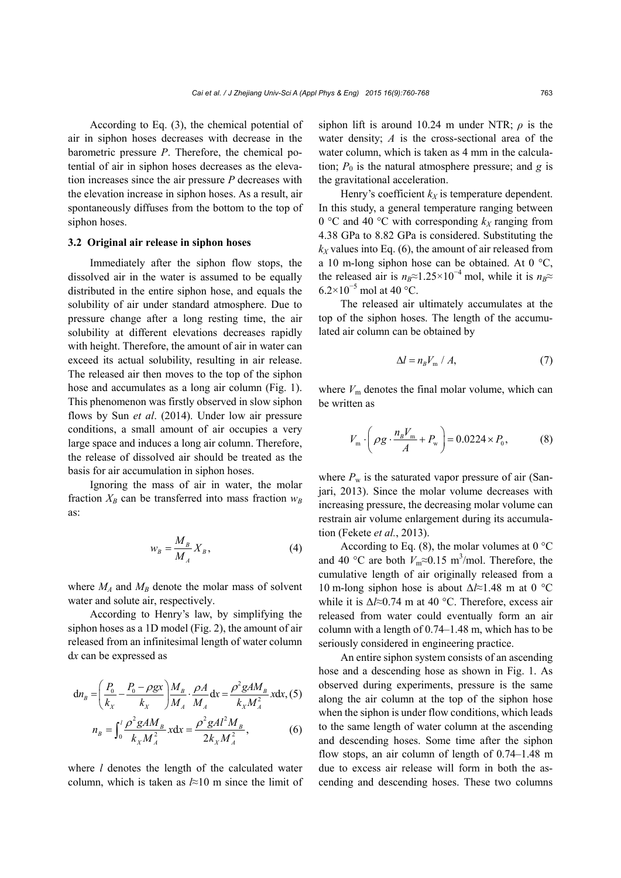According to Eq. (3), the chemical potential of air in siphon hoses decreases with decrease in the barometric pressure $P$. Therefore, the chemical potential of air in siphon hoses decreases as the elevation increases since the air pressure $P$ decreases with the elevation increase in siphon hoses. As a result, air spontaneously diffuses from the bottom to the top of siphon hoses.

### 3.2 Original air release in siphon hoses

Immediately after the siphon flow stops, the dissolved air in the water is assumed to be equally distributed in the entire siphon hose, and equals the solubility of air under standard atmosphere. Due to pressure change after a long resting time, the air solubility at different elevations decreases rapidly with height. Therefore, the amount of air in water can exceed its actual solubility, resulting in air release. The released air then moves to the top of the siphon hose and accumulates as a long air column (Fig. 1). This phenomenon was firstly observed in slow siphon flows by Sun *et al*. (2014). Under low air pressure conditions, a small amount of air occupies a very large space and induces a long air column. Therefore, the release of dissolved air should be treated as the basis for air accumulation in siphon hoses.

Ignoring the mass of air in water, the molar fraction $X_B$ can be transferred into mass fraction $w_B$ as:

$$w_B = \frac{M_B}{M_A} X_B, \tag{4}$$

where $M_A$ and $M_B$ denote the molar mass of solvent water and solute air, respectively.

According to Henry's law, by simplifying the siphon hoses as a 1D model (Fig. 2), the amount of air released from an infinitesimal length of water column d$x$ can be expressed as

$$\mathrm{d}n_B = \left(\frac{P_0}{k_X} - \frac{P_0 - \rho g x}{k_X}\right)\frac{M_B}{M_A} \cdot \frac{\rho A}{M_A}\mathrm{d}x = \frac{\rho^2 g A M_B}{k_X M_A^2} x \mathrm{d}x, \tag{5}$$

$$n_B = \int_0^l \frac{\rho^2 g A M_B}{k_X M_A^2} x \mathrm{d}x = \frac{\rho^2 g A l^2 M_B}{2 k_X M_A^2}, \tag{6}$$

where $l$ denotes the length of the calculated water column, which is taken as $l$≈10 m since the limit of siphon lift is around 10.24 m under NTR; $\rho$ is the water density; $A$ is the cross-sectional area of the water column, which is taken as 4 mm in the calculation; $P_0$ is the natural atmosphere pressure; and $g$ is the gravitational acceleration.

Henry's coefficient $k_X$ is temperature dependent. In this study, a general temperature ranging between 0 °C and 40 °C with corresponding $k_X$ ranging from 4.38 GPa to 8.82 GPa is considered. Substituting the $k_X$ values into Eq. (6), the amount of air released from a 10 m-long siphon hose can be obtained. At 0 °C, the released air is $n_B \approx 1.25\times10^{-4}$ mol, while it is $n_B \approx 6.2\times10^{-5}$ mol at 40 °C.

The released air ultimately accumulates at the top of the siphon hoses. The length of the accumulated air column can be obtained by

$$\Delta l = n_B V_\mathrm{m} / A, \tag{7}$$

where $V_\mathrm{m}$ denotes the final molar volume, which can be written as

$$V_\mathrm{m} \cdot \left(\rho g \cdot \frac{n_B V_\mathrm{m}}{A} + P_\mathrm{w}\right) = 0.0224 \times P_0, \tag{8}$$

where $P_\mathrm{w}$ is the saturated vapor pressure of air (Sanjari, 2013). Since the molar volume decreases with increasing pressure, the decreasing molar volume can restrain air volume enlargement during its accumulation (Fekete *et al.*, 2013).

According to Eq. (8), the molar volumes at 0 °C and 40 °C are both $V_\mathrm{m} \approx 0.15$ m$^3$/mol. Therefore, the cumulative length of air originally released from a 10 m-long siphon hose is about $\Delta l \approx 1.48$ m at 0 °C while it is $\Delta l \approx 0.74$ m at 40 °C. Therefore, excess air released from water could eventually form an air column with a length of 0.74–1.48 m, which has to be seriously considered in engineering practice.

An entire siphon system consists of an ascending hose and a descending hose as shown in Fig. 1. As observed during experiments, pressure is the same along the air column at the top of the siphon hose when the siphon is under flow conditions, which leads to the same length of water column at the ascending and descending hoses. Some time after the siphon flow stops, an air column of length of 0.74–1.48 m due to excess air release will form in both the ascending and descending hoses. These two columns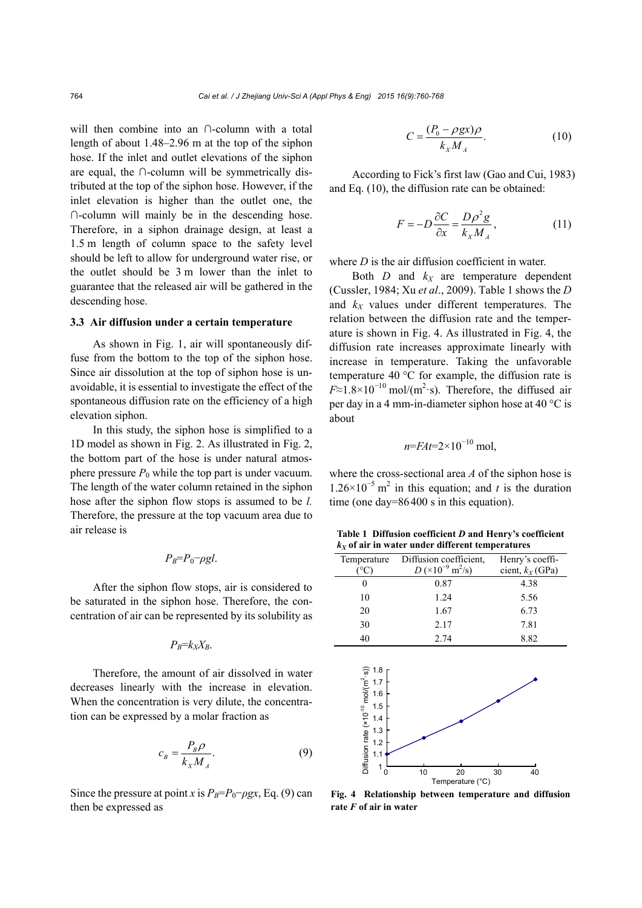will then combine into an ∩-column with a total length of about 1.48–2.96 m at the top of the siphon hose. If the inlet and outlet elevations of the siphon are equal, the ∩-column will be symmetrically distributed at the top of the siphon hose. However, if the inlet elevation is higher than the outlet one, the ∩-column will mainly be in the descending hose. Therefore, in a siphon drainage design, at least a 1.5 m length of column space to the safety level should be left to allow for underground water rise, or the outlet should be 3 m lower than the inlet to guarantee that the released air will be gathered in the descending hose.

### 3.3 Air diffusion under a certain temperature

As shown in Fig. 1, air will spontaneously diffuse from the bottom to the top of the siphon hose. Since air dissolution at the top of siphon hose is unavoidable, it is essential to investigate the effect of the spontaneous diffusion rate on the efficiency of a high elevation siphon.

In this study, the siphon hose is simplified to a 1D model as shown in Fig. 2. As illustrated in Fig. 2, the bottom part of the hose is under natural atmosphere pressure $P_0$ while the top part is under vacuum. The length of the water column retained in the siphon hose after the siphon flow stops is assumed to be $l$. Therefore, the pressure at the top vacuum area due to air release is

$$P_B=P_0-\rho g l.$$

After the siphon flow stops, air is considered to be saturated in the siphon hose. Therefore, the concentration of air can be represented by its solubility as

$$P_B=k_X X_B.$$

Therefore, the amount of air dissolved in water decreases linearly with the increase in elevation. When the concentration is very dilute, the concentration can be expressed by a molar fraction as

$$c_B=\frac{P_B \rho}{k_X M_A}. \tag{9}$$

Since the pressure at point $x$ is $P_B=P_0-\rho g x$, Eq. (9) can then be expressed as

$$C=\frac{(P_0-\rho g x)\rho}{k_X M_A}. \tag{10}$$

According to Fick's first law (Gao and Cui, 1983) and Eq. (10), the diffusion rate can be obtained:

$$F=-D\frac{\partial C}{\partial x}=\frac{D\rho^2 g}{k_X M_A}, \tag{11}$$

where $D$ is the air diffusion coefficient in water.

Both $D$ and $k_X$ are temperature dependent (Cussler, 1984; Xu *et al*., 2009). Table 1 shows the $D$ and $k_X$ values under different temperatures. The relation between the diffusion rate and the temperature is shown in Fig. 4. As illustrated in Fig. 4, the diffusion rate increases approximate linearly with increase in temperature. Taking the unfavorable temperature 40 °C for example, the diffusion rate is $F\approx 1.8\times10^{-10}$ mol/(m$^2$·s). Therefore, the diffused air per day in a 4 mm-in-diameter siphon hose at 40 °C is about

$$n=FAt=2\times10^{-10}\ \text{mol},$$

where the cross-sectional area $A$ of the siphon hose is $1.26\times10^{-5}$ m$^2$ in this equation; and $t$ is the duration time (one day=86400 s in this equation).

**Table 1 Diffusion coefficient $D$ and Henry's coefficient $k_X$ of air in water under different temperatures**

| Temperature (°C) | Diffusion coefficient, $D$ ($\times10^{-9}$ m$^2$/s) | Henry's coefficient, $k_X$ (GPa) |
|---|---|---|
| 0 | 0.87 | 4.38 |
| 10 | 1.24 | 5.56 |
| 20 | 1.67 | 6.73 |
| 30 | 2.17 | 7.81 |
| 40 | 2.74 | 8.82 |

**Fig. 4 Relationship between temperature and diffusion rate $F$ of air in water**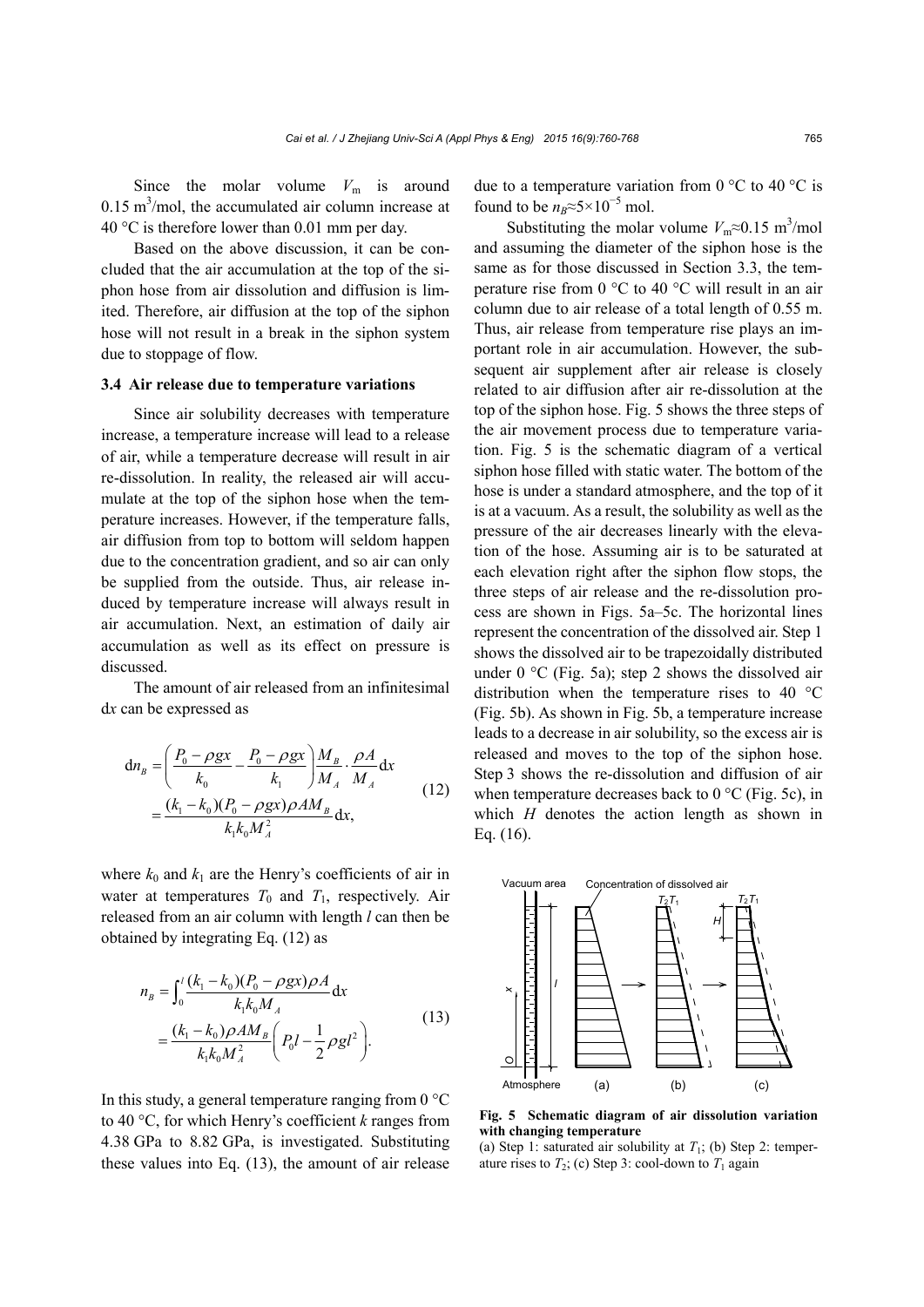Since the molar volume $V_m$ is around $0.15\ m^3$/mol, the accumulated air column increase at 40 °C is therefore lower than 0.01 mm per day.

Based on the above discussion, it can be concluded that the air accumulation at the top of the siphon hose from air dissolution and diffusion is limited. Therefore, air diffusion at the top of the siphon hose will not result in a break in the siphon system due to stoppage of flow.

### 3.4 Air release due to temperature variations

Since air solubility decreases with temperature increase, a temperature increase will lead to a release of air, while a temperature decrease will result in air re-dissolution. In reality, the released air will accumulate at the top of the siphon hose when the temperature increases. However, if the temperature falls, air diffusion from top to bottom will seldom happen due to the concentration gradient, and so air can only be supplied from the outside. Thus, air release induced by temperature increase will always result in air accumulation. Next, an estimation of daily air accumulation as well as its effect on pressure is discussed.

The amount of air released from an infinitesimal d$x$ can be expressed as

$$\mathrm{d}n_B = \left(\frac{P_0 - \rho g x}{k_0} - \frac{P_0 - \rho g x}{k_1}\right)\frac{M_B}{M_A}\cdot\frac{\rho A}{M_A}\mathrm{d}x = \frac{(k_1 - k_0)(P_0 - \rho g x)\rho A M_B}{k_1 k_0 M_A^2}\mathrm{d}x, \tag{12}$$

where $k_0$ and $k_1$ are the Henry's coefficients of air in water at temperatures $T_0$ and $T_1$, respectively. Air released from an air column with length $l$ can then be obtained by integrating Eq. (12) as

$$n_B = \int_0^l \frac{(k_1 - k_0)(P_0 - \rho g x)\rho A}{k_1 k_0 M_A}\mathrm{d}x = \frac{(k_1 - k_0)\rho A M_B}{k_1 k_0 M_A^2}\left(P_0 l - \frac{1}{2}\rho g l^2\right). \tag{13}$$

In this study, a general temperature ranging from 0 °C to 40 °C, for which Henry's coefficient $k$ ranges from 4.38 GPa to 8.82 GPa, is investigated. Substituting these values into Eq. (13), the amount of air release due to a temperature variation from 0 °C to 40 °C is found to be $n_B \approx 5\times10^{-5}$ mol.

Substituting the molar volume $V_m \approx 0.15\ m^3$/mol and assuming the diameter of the siphon hose is the same as for those discussed in Section 3.3, the temperature rise from 0 °C to 40 °C will result in an air column due to air release of a total length of 0.55 m. Thus, air release from temperature rise plays an important role in air accumulation. However, the subsequent air supplement after air release is closely related to air diffusion after air re-dissolution at the top of the siphon hose. Fig. 5 shows the three steps of the air movement process due to temperature variation. Fig. 5 is the schematic diagram of a vertical siphon hose filled with static water. The bottom of the hose is under a standard atmosphere, and the top of it is at a vacuum. As a result, the solubility as well as the pressure of the air decreases linearly with the elevation of the hose. Assuming air is to be saturated at each elevation right after the siphon flow stops, the three steps of air release and the re-dissolution process are shown in Figs. 5a–5c. The horizontal lines represent the concentration of the dissolved air. Step 1 shows the dissolved air to be trapezoidally distributed under 0 °C (Fig. 5a); step 2 shows the dissolved air distribution when the temperature rises to 40 °C (Fig. 5b). As shown in Fig. 5b, a temperature increase leads to a decrease in air solubility, so the excess air is released and moves to the top of the siphon hose. Step 3 shows the re-dissolution and diffusion of air when temperature decreases back to 0 °C (Fig. 5c), in which $H$ denotes the action length as shown in Eq. (16).

**Fig. 5 Schematic diagram of air dissolution variation with changing temperature**

(a) Step 1: saturated air solubility at $T_1$; (b) Step 2: temperature rises to $T_2$; (c) Step 3: cool-down to $T_1$ again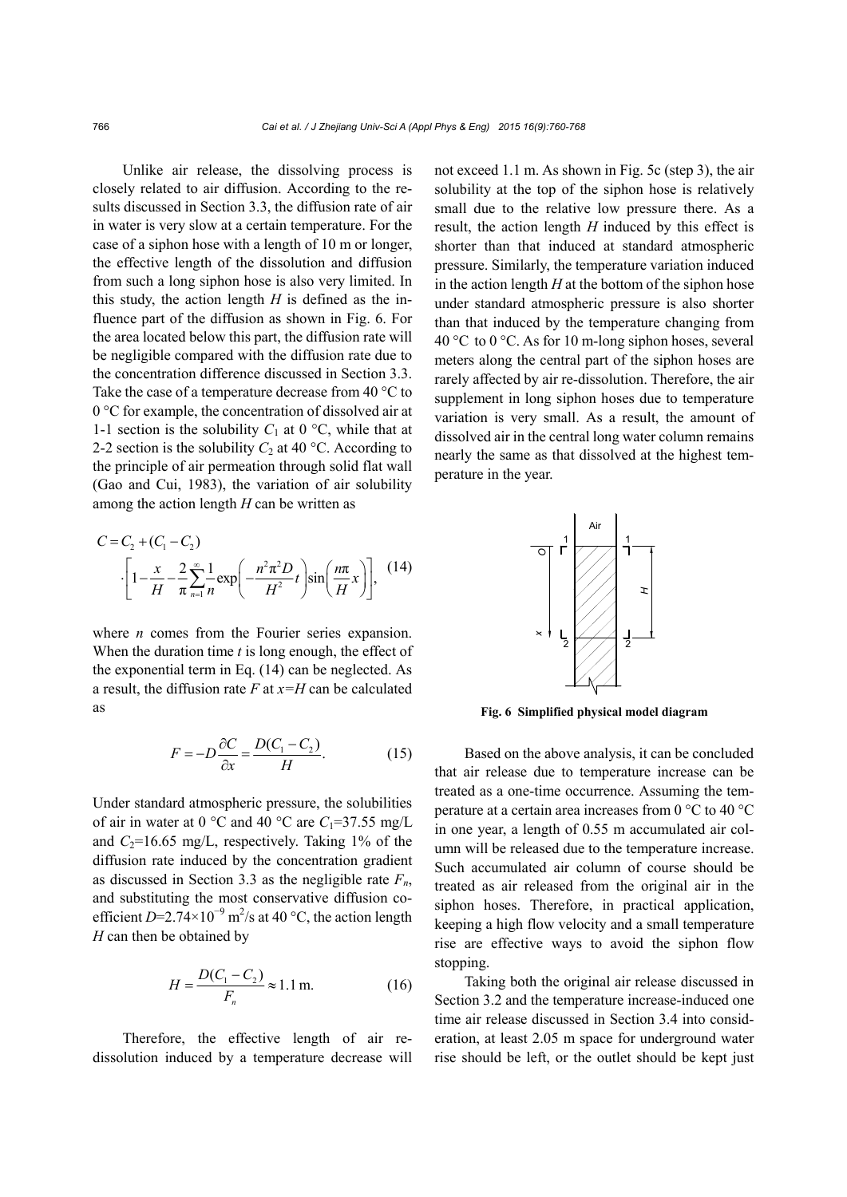Unlike air release, the dissolving process is closely related to air diffusion. According to the results discussed in Section 3.3, the diffusion rate of air in water is very slow at a certain temperature. For the case of a siphon hose with a length of 10 m or longer, the effective length of the dissolution and diffusion from such a long siphon hose is also very limited. In this study, the action length $H$ is defined as the influence part of the diffusion as shown in Fig. 6. For the area located below this part, the diffusion rate will be negligible compared with the diffusion rate due to the concentration difference discussed in Section 3.3. Take the case of a temperature decrease from 40 °C to 0 °C for example, the concentration of dissolved air at 1-1 section is the solubility $C_1$ at 0 °C, while that at 2-2 section is the solubility $C_2$ at 40 °C. According to the principle of air permeation through solid flat wall (Gao and Cui, 1983), the variation of air solubility among the action length $H$ can be written as

$$C = C_2 + (C_1 - C_2) \cdot \left[1 - \frac{x}{H} - \frac{2}{\pi}\sum_{n=1}^{\infty}\frac{1}{n}\exp\left(-\frac{n^2\pi^2 D}{H^2}t\right)\sin\left(\frac{n\pi}{H}x\right)\right], \quad (14)$$

where $n$ comes from the Fourier series expansion. When the duration time $t$ is long enough, the effect of the exponential term in Eq. (14) can be neglected. As a result, the diffusion rate $F$ at $x=H$ can be calculated as

$$F = -D\frac{\partial C}{\partial x} = \frac{D(C_1 - C_2)}{H}. \quad (15)$$

Under standard atmospheric pressure, the solubilities of air in water at 0 °C and 40 °C are $C_1$=37.55 mg/L and $C_2$=16.65 mg/L, respectively. Taking 1% of the diffusion rate induced by the concentration gradient as discussed in Section 3.3 as the negligible rate $F_n$, and substituting the most conservative diffusion coefficient $D$=2.74×10$^{-9}$ m$^2$/s at 40 °C, the action length $H$ can then be obtained by

$$H = \frac{D(C_1 - C_2)}{F_n} \approx 1.1\ \text{m}. \quad (16)$$

Therefore, the effective length of air re-dissolution induced by a temperature decrease will not exceed 1.1 m. As shown in Fig. 5c (step 3), the air solubility at the top of the siphon hose is relatively small due to the relative low pressure there. As a result, the action length $H$ induced by this effect is shorter than that induced at standard atmospheric pressure. Similarly, the temperature variation induced in the action length $H$ at the bottom of the siphon hose under standard atmospheric pressure is also shorter than that induced by the temperature changing from 40 °C to 0 °C. As for 10 m-long siphon hoses, several meters along the central part of the siphon hoses are rarely affected by air re-dissolution. Therefore, the air supplement in long siphon hoses due to temperature variation is very small. As a result, the amount of dissolved air in the central long water column remains nearly the same as that dissolved at the highest temperature in the year.

**Fig. 6 Simplified physical model diagram**

Based on the above analysis, it can be concluded that air release due to temperature increase can be treated as a one-time occurrence. Assuming the temperature at a certain area increases from 0 °C to 40 °C in one year, a length of 0.55 m accumulated air column will be released due to the temperature increase. Such accumulated air column of course should be treated as air released from the original air in the siphon hoses. Therefore, in practical application, keeping a high flow velocity and a small temperature rise are effective ways to avoid the siphon flow stopping.

Taking both the original air release discussed in Section 3.2 and the temperature increase-induced one time air release discussed in Section 3.4 into consideration, at least 2.05 m space for underground water rise should be left, or the outlet should be kept just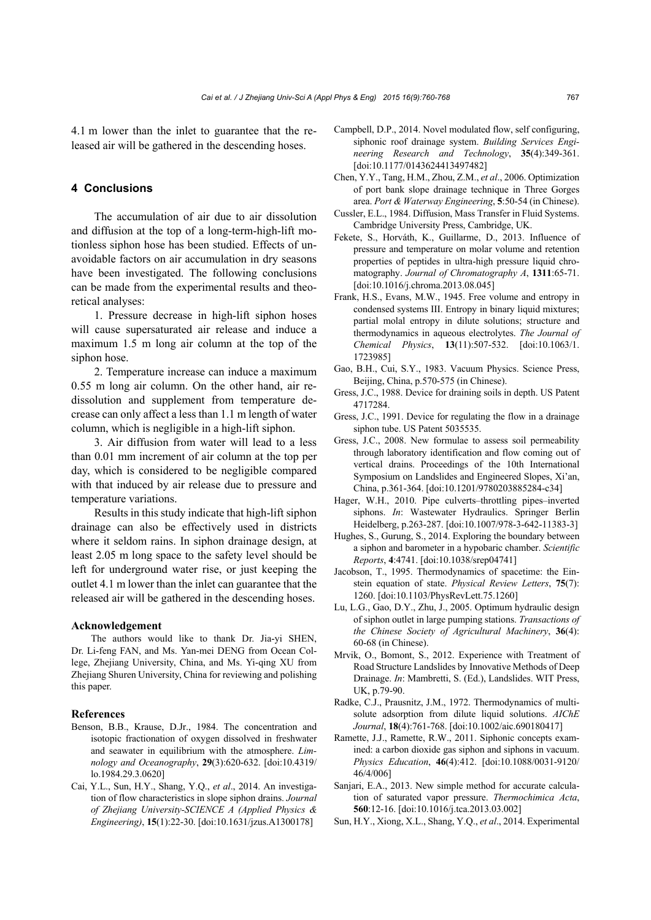4.1 m lower than the inlet to guarantee that the released air will be gathered in the descending hoses.

## 4 Conclusions

The accumulation of air due to air dissolution and diffusion at the top of a long-term-high-lift motionless siphon hose has been studied. Effects of unavoidable factors on air accumulation in dry seasons have been investigated. The following conclusions can be made from the experimental results and theoretical analyses:

1. Pressure decrease in high-lift siphon hoses will cause supersaturated air release and induce a maximum 1.5 m long air column at the top of the siphon hose.

2. Temperature increase can induce a maximum 0.55 m long air column. On the other hand, air re-dissolution and supplement from temperature decrease can only affect a less than 1.1 m length of water column, which is negligible in a high-lift siphon.

3. Air diffusion from water will lead to a less than 0.01 mm increment of air column at the top per day, which is considered to be negligible compared with that induced by air release due to pressure and temperature variations.

Results in this study indicate that high-lift siphon drainage can also be effectively used in districts where it seldom rains. In siphon drainage design, at least 2.05 m long space to the safety level should be left for underground water rise, or just keeping the outlet 4.1 m lower than the inlet can guarantee that the released air will be gathered in the descending hoses.

#### Acknowledgement

The authors would like to thank Dr. Jia-yi SHEN, Dr. Li-feng FAN, and Ms. Yan-mei DENG from Ocean College, Zhejiang University, China, and Ms. Yi-qing XU from Zhejiang Shuren University, China for reviewing and polishing this paper.

#### References

Benson, B.B., Krause, D.Jr., 1984. The concentration and isotopic fractionation of oxygen dissolved in freshwater and seawater in equilibrium with the atmosphere. *Limnology and Oceanography*, **29**(3):620-632. [doi:10.4319/lo.1984.29.3.0620]

Cai, Y.L., Sun, H.Y., Shang, Y.Q., *et al*., 2014. An investigation of flow characteristics in slope siphon drains. *Journal of Zhejiang University-SCIENCE A (Applied Physics & Engineering)*, **15**(1):22-30. [doi:10.1631/jzus.A1300178]

Campbell, D.P., 2014. Novel modulated flow, self configuring, siphonic roof drainage system. *Building Services Engineering Research and Technology*, **35**(4):349-361. [doi:10.1177/0143624413497482]

Chen, Y.Y., Tang, H.M., Zhou, Z.M., *et al*., 2006. Optimization of port bank slope drainage technique in Three Gorges area. *Port & Waterway Engineering*, **5**:50-54 (in Chinese).

Cussler, E.L., 1984. Diffusion, Mass Transfer in Fluid Systems. Cambridge University Press, Cambridge, UK.

Fekete, S., Horváth, K., Guillarme, D., 2013. Influence of pressure and temperature on molar volume and retention properties of peptides in ultra-high pressure liquid chromatography. *Journal of Chromatography A*, **1311**:65-71. [doi:10.1016/j.chroma.2013.08.045]

Frank, H.S., Evans, M.W., 1945. Free volume and entropy in condensed systems III. Entropy in binary liquid mixtures; partial molal entropy in dilute solutions; structure and thermodynamics in aqueous electrolytes. *The Journal of Chemical Physics*, **13**(11):507-532. [doi:10.1063/1.1723985]

Gao, B.H., Cui, S.Y., 1983. Vacuum Physics. Science Press, Beijing, China, p.570-575 (in Chinese).

Gress, J.C., 1988. Device for draining soils in depth. US Patent 4717284.

Gress, J.C., 1991. Device for regulating the flow in a drainage siphon tube. US Patent 5035535.

Gress, J.C., 2008. New formulae to assess soil permeability through laboratory identification and flow coming out of vertical drains. Proceedings of the 10th International Symposium on Landslides and Engineered Slopes, Xi'an, China, p.361-364. [doi:10.1201/9780203885284-c34]

Hager, W.H., 2010. Pipe culverts–throttling pipes–inverted siphons. *In*: Wastewater Hydraulics. Springer Berlin Heidelberg, p.263-287. [doi:10.1007/978-3-642-11383-3]

Hughes, S., Gurung, S., 2014. Exploring the boundary between a siphon and barometer in a hypobaric chamber. *Scientific Reports*, **4**:4741. [doi:10.1038/srep04741]

Jacobson, T., 1995. Thermodynamics of spacetime: the Einstein equation of state. *Physical Review Letters*, **75**(7):1260. [doi:10.1103/PhysRevLett.75.1260]

Lu, L.G., Gao, D.Y., Zhu, J., 2005. Optimum hydraulic design of siphon outlet in large pumping stations. *Transactions of the Chinese Society of Agricultural Machinery*, **36**(4):60-68 (in Chinese).

Mrvik, O., Bomont, S., 2012. Experience with Treatment of Road Structure Landslides by Innovative Methods of Deep Drainage. *In*: Mambretti, S. (Ed.), Landslides. WIT Press, UK, p.79-90.

Radke, C.J., Prausnitz, J.M., 1972. Thermodynamics of multisolute adsorption from dilute liquid solutions. *AIChE Journal*, **18**(4):761-768. [doi:10.1002/aic.690180417]

Ramette, J.J., Ramette, R.W., 2011. Siphonic concepts examined: a carbon dioxide gas siphon and siphons in vacuum. *Physics Education*, **46**(4):412. [doi:10.1088/0031-9120/46/4/006]

Sanjari, E.A., 2013. New simple method for accurate calculation of saturated vapor pressure. *Thermochimica Acta*, **560**:12-16. [doi:10.1016/j.tca.2013.03.002]

Sun, H.Y., Xiong, X.L., Shang, Y.Q., *et al*., 2014. Experimental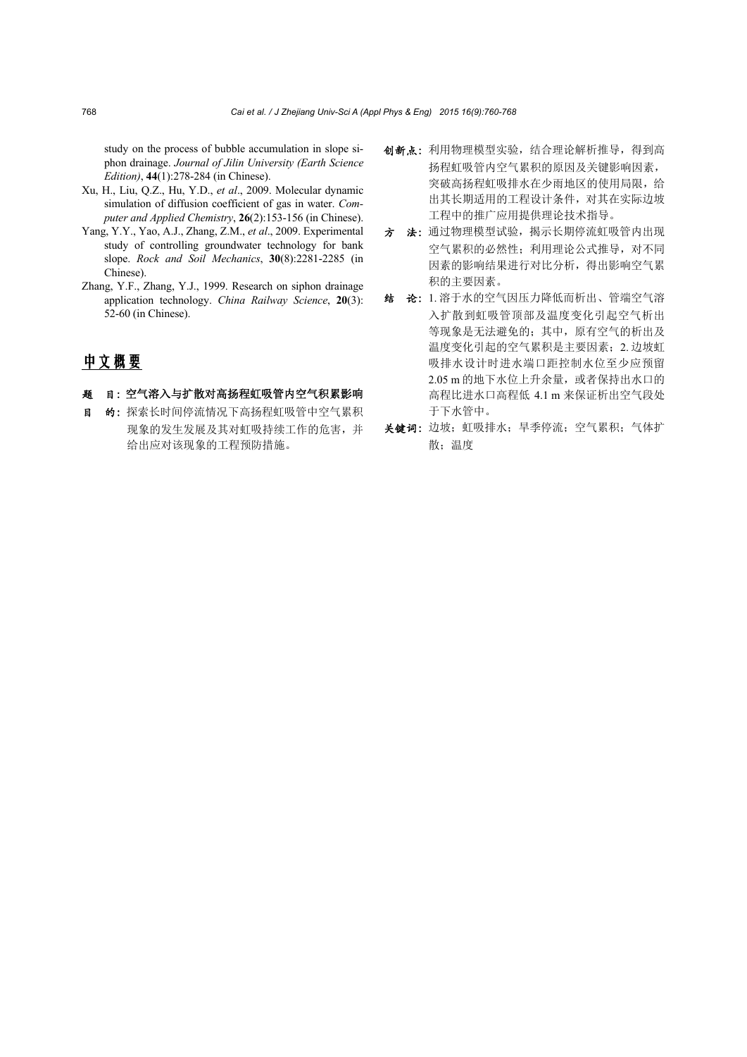study on the process of bubble accumulation in slope siphon drainage. *Journal of Jilin University (Earth Science Edition)*, **44**(1):278-284 (in Chinese).

Xu, H., Liu, Q.Z., Hu, Y.D., *et al*., 2009. Molecular dynamic simulation of diffusion coefficient of gas in water. *Computer and Applied Chemistry*, **26**(2):153-156 (in Chinese).

Yang, Y.Y., Yao, A.J., Zhang, Z.M., *et al*., 2009. Experimental study of controlling groundwater technology for bank slope. *Rock and Soil Mechanics*, **30**(8):2281-2285 (in Chinese).

Zhang, Y.F., Zhang, Y.J., 1999. Research on siphon drainage application technology. *China Railway Science*, **20**(3): 52-60 (in Chinese).

## 中文概要

**题　目：空气溶入与扩散对高扬程虹吸管内空气积累影响**

**目　的：** 探索长时间停流情况下高扬程虹吸管中空气累积现象的发生发展及其对虹吸持续工作的危害，并给出应对该现象的工程预防措施。

**创新点：** 利用物理模型实验，结合理论解析推导，得到高扬程虹吸管内空气累积的原因及关键影响因素，突破高扬程虹吸排水在少雨地区的使用局限，给出其长期适用的工程设计条件，对其在实际边坡工程中的推广应用提供理论技术指导。

**方　法：** 通过物理模型试验，揭示长期停流虹吸管内出现空气累积的必然性；利用理论公式推导，对不同因素的影响结果进行对比分析，得出影响空气累积的主要因素。

**结　论：** 1. 溶于水的空气因压力降低而析出、管端空气溶入扩散到虹吸管顶部及温度变化引起空气析出等现象是无法避免的；其中，原有空气的析出及温度变化引起的空气累积是主要因素；2. 边坡虹吸排水设计时进水端口距控制水位至少应预留 2.05 m 的地下水位上升余量，或者保持出水口的高程比进水口高程低 4.1 m 来保证析出空气段处于下水管中。

**关键词：** 边坡；虹吸排水；旱季停流；空气累积；气体扩散；温度